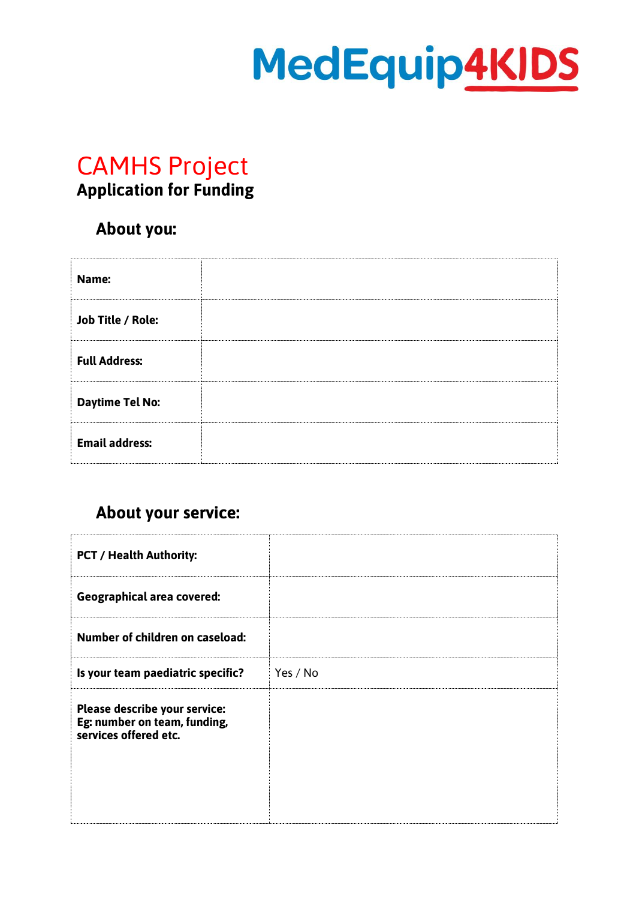MedEquip4KIDS

# CAMHS Project

**Application for Funding**

## About you:

| | |
|---|---|
| **Name:** | |
| **Job Title / Role:** | |
| **Full Address:** | |
| **Daytime Tel No:** | |
| **Email address:** | |

## About your service:

| | |
|---|---|
| **PCT / Health Authority:** | |
| **Geographical area covered:** | |
| **Number of children on caseload:** | |
| **Is your team paediatric specific?** | Yes / No |
| **Please describe your service: Eg: number on team, funding, services offered etc.** | |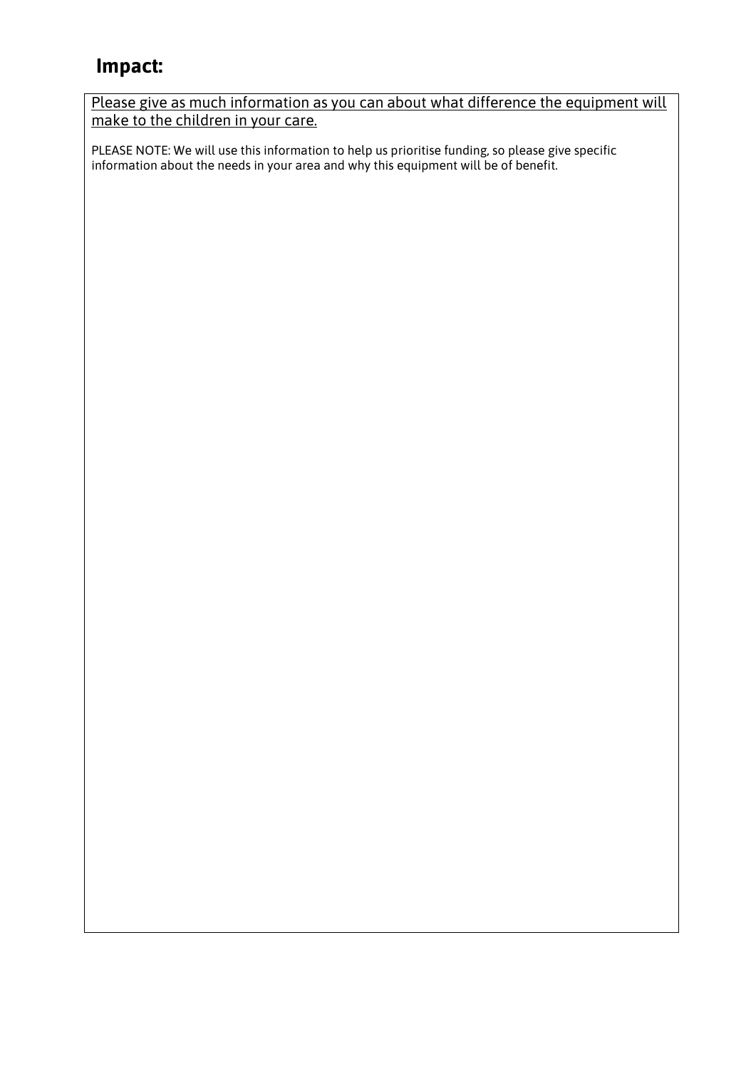## Impact:

Please give as much information as you can about what difference the equipment will make to the children in your care.

PLEASE NOTE: We will use this information to help us prioritise funding, so please give specific information about the needs in your area and why this equipment will be of benefit.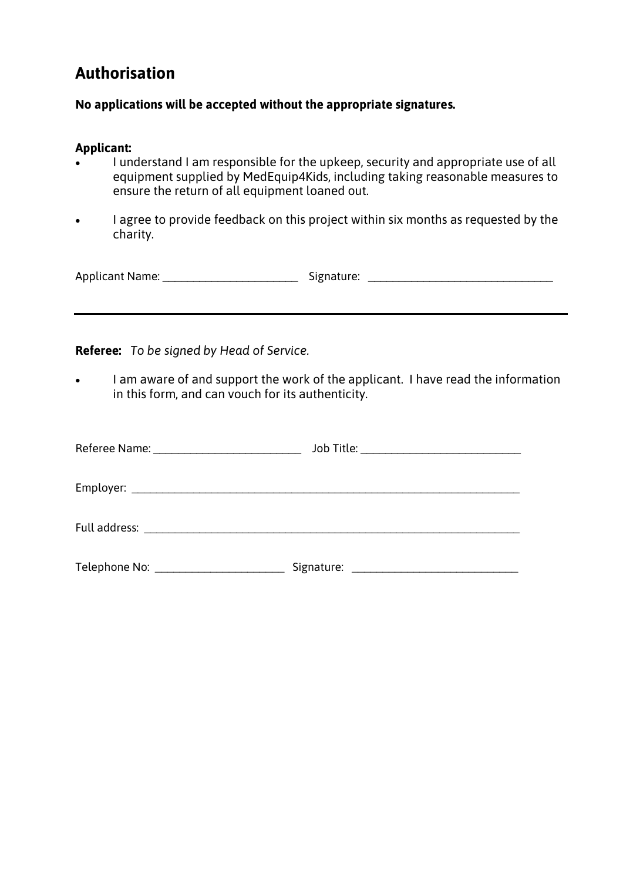## Authorisation

**No applications will be accepted without the appropriate signatures.**

**Applicant:**

- I understand I am responsible for the upkeep, security and appropriate use of all equipment supplied by MedEquip4Kids, including taking reasonable measures to ensure the return of all equipment loaned out.
- I agree to provide feedback on this project within six months as requested by the charity.

Applicant Name: ________________________ Signature: ________________________________

---

**Referee:** *To be signed by Head of Service.*

- I am aware of and support the work of the applicant. I have read the information in this form, and can vouch for its authenticity.

Referee Name: __________________________ Job Title: ____________________________

Employer: ______________________________________________________________________

Full address: ___________________________________________________________________

Telephone No: _______________________ Signature: _____________________________